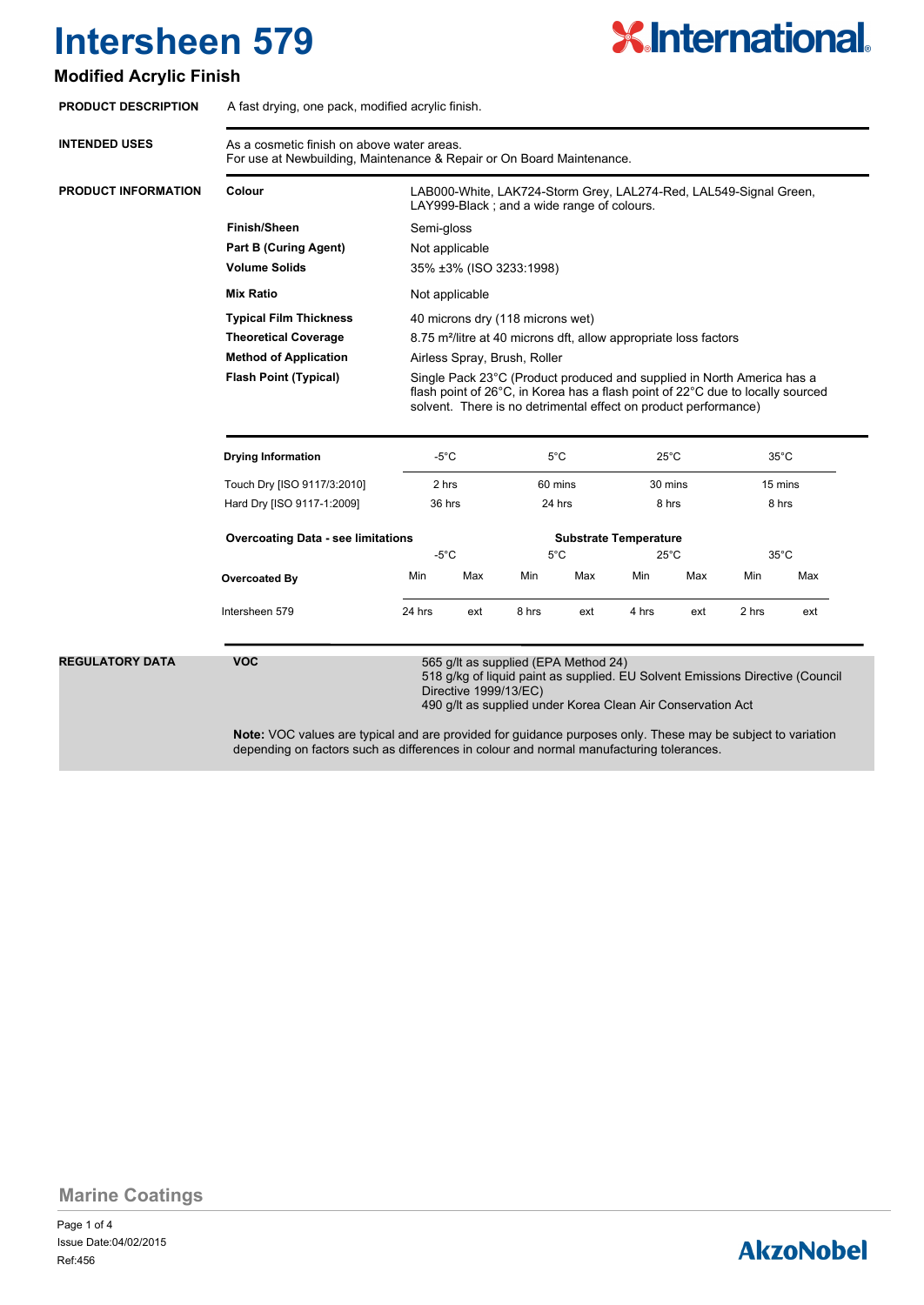# Intersheen 579

## Modified Acrylic Finish

**PRODUCT DESCRIPTION**

A fast drying, one pack, modified acrylic finish.

**INTENDED USES**

As a cosmetic finish on above water areas.
For use at Newbuilding, Maintenance & Repair or On Board Maintenance.

**PRODUCT INFORMATION**

| | |
|---|---|
| **Colour** | LAB000-White, LAK724-Storm Grey, LAL274-Red, LAL549-Signal Green, LAY999-Black ; and a wide range of colours. |
| **Finish/Sheen** | Semi-gloss |
| **Part B (Curing Agent)** | Not applicable |
| **Volume Solids** | 35% ±3% (ISO 3233:1998) |
| **Mix Ratio** | Not applicable |
| **Typical Film Thickness** | 40 microns dry (118 microns wet) |
| **Theoretical Coverage** | 8.75 m²/litre at 40 microns dft, allow appropriate loss factors |
| **Method of Application** | Airless Spray, Brush, Roller |
| **Flash Point (Typical)** | Single Pack 23°C (Product produced and supplied in North America has a flash point of 26°C, in Korea has a flash point of 22°C due to locally sourced solvent. There is no detrimental effect on product performance) |

| Drying Information | -5°C | 5°C | 25°C | 35°C |
|---|---|---|---|---|
| Touch Dry [ISO 9117/3:2010] | 2 hrs | 60 mins | 30 mins | 15 mins |
| Hard Dry [ISO 9117-1:2009] | 36 hrs | 24 hrs | 8 hrs | 8 hrs |

**Overcoating Data - see limitations**

| | Substrate Temperature | | | | | | | |
|---|---|---|---|---|---|---|---|---|
| | -5°C | | 5°C | | 25°C | | 35°C | |
| **Overcoated By** | Min | Max | Min | Max | Min | Max | Min | Max |
| Intersheen 579 | 24 hrs | ext | 8 hrs | ext | 4 hrs | ext | 2 hrs | ext |

**REGULATORY DATA**

**VOC**

565 g/lt as supplied (EPA Method 24)
518 g/kg of liquid paint as supplied. EU Solvent Emissions Directive (Council Directive 1999/13/EC)
490 g/lt as supplied under Korea Clean Air Conservation Act

**Note:** VOC values are typical and are provided for guidance purposes only. These may be subject to variation depending on factors such as differences in colour and normal manufacturing tolerances.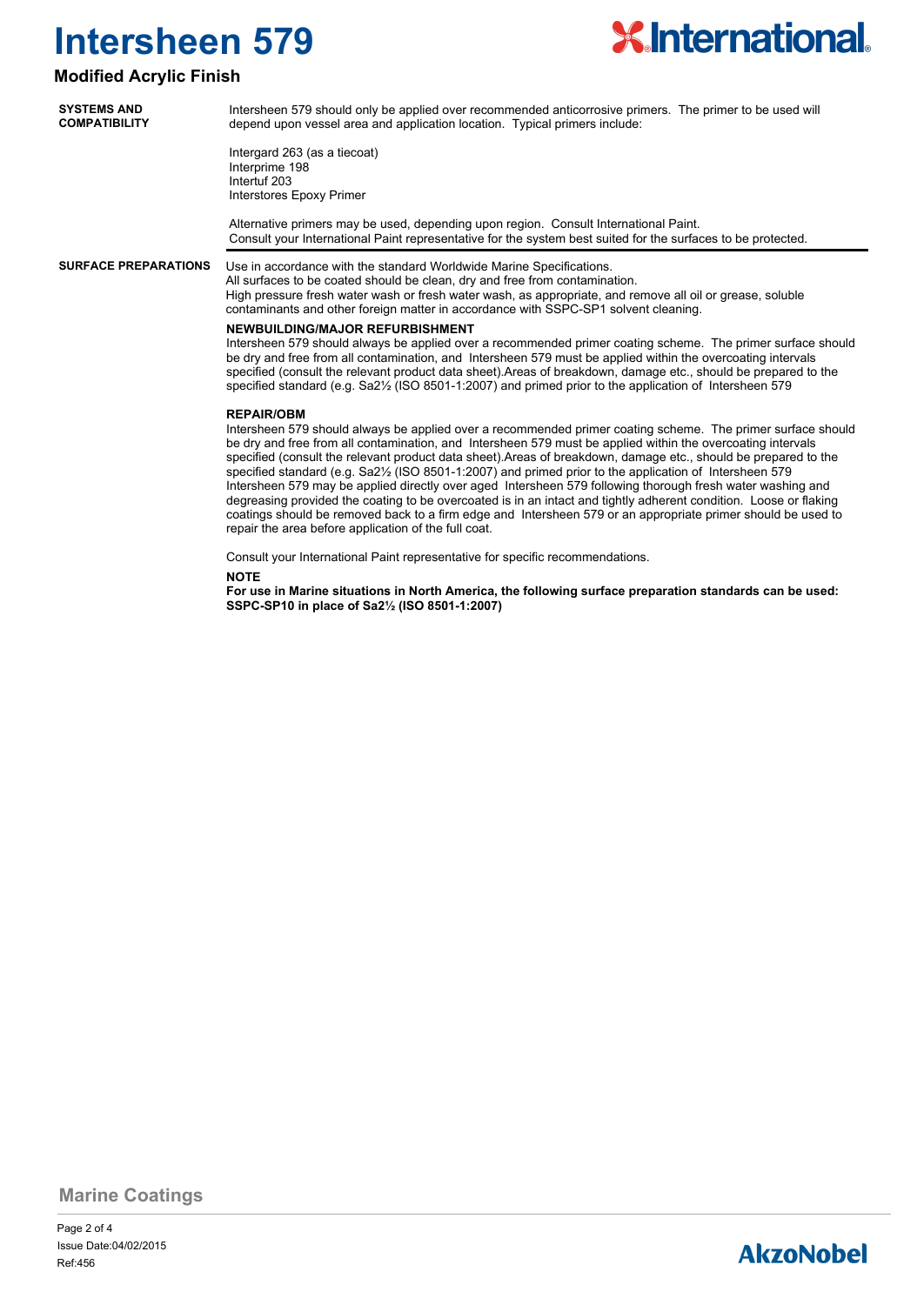# Intersheen 579

## Modified Acrylic Finish

**SYSTEMS AND COMPATIBILITY**

Intersheen 579 should only be applied over recommended anticorrosive primers. The primer to be used will depend upon vessel area and application location. Typical primers include:

Intergard 263 (as a tiecoat)
Interprime 198
Intertuf 203
Interstores Epoxy Primer

Alternative primers may be used, depending upon region. Consult International Paint.
Consult your International Paint representative for the system best suited for the surfaces to be protected.

**SURFACE PREPARATIONS**

Use in accordance with the standard Worldwide Marine Specifications.
All surfaces to be coated should be clean, dry and free from contamination.
High pressure fresh water wash or fresh water wash, as appropriate, and remove all oil or grease, soluble contaminants and other foreign matter in accordance with SSPC-SP1 solvent cleaning.

**NEWBUILDING/MAJOR REFURBISHMENT**

Intersheen 579 should always be applied over a recommended primer coating scheme. The primer surface should be dry and free from all contamination, and Intersheen 579 must be applied within the overcoating intervals specified (consult the relevant product data sheet).Areas of breakdown, damage etc., should be prepared to the specified standard (e.g. Sa2½ (ISO 8501-1:2007) and primed prior to the application of Intersheen 579

**REPAIR/OBM**

Intersheen 579 should always be applied over a recommended primer coating scheme. The primer surface should be dry and free from all contamination, and Intersheen 579 must be applied within the overcoating intervals specified (consult the relevant product data sheet).Areas of breakdown, damage etc., should be prepared to the specified standard (e.g. Sa2½ (ISO 8501-1:2007) and primed prior to the application of Intersheen 579
Intersheen 579 may be applied directly over aged Intersheen 579 following thorough fresh water washing and degreasing provided the coating to be overcoated is in an intact and tightly adherent condition. Loose or flaking coatings should be removed back to a firm edge and Intersheen 579 or an appropriate primer should be used to repair the area before application of the full coat.

Consult your International Paint representative for specific recommendations.

**NOTE**

**For use in Marine situations in North America, the following surface preparation standards can be used: SSPC-SP10 in place of Sa2½ (ISO 8501-1:2007)**

Marine Coatings

Issue Date:04/02/2015
Ref:456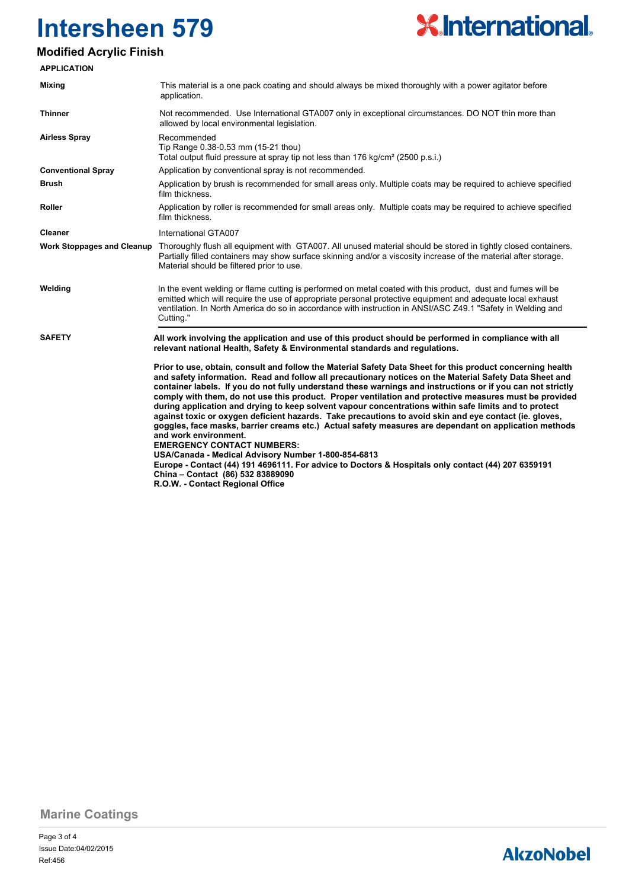# Intersheen 579

## Modified Acrylic Finish

### APPLICATION

| | |
|---|---|
| **Mixing** | This material is a one pack coating and should always be mixed thoroughly with a power agitator before application. |
| **Thinner** | Not recommended. Use International GTA007 only in exceptional circumstances. DO NOT thin more than allowed by local environmental legislation. |
| **Airless Spray** | Recommended<br>Tip Range 0.38-0.53 mm (15-21 thou)<br>Total output fluid pressure at spray tip not less than 176 kg/cm² (2500 p.s.i.) |
| **Conventional Spray** | Application by conventional spray is not recommended. |
| **Brush** | Application by brush is recommended for small areas only. Multiple coats may be required to achieve specified film thickness. |
| **Roller** | Application by roller is recommended for small areas only. Multiple coats may be required to achieve specified film thickness. |
| **Cleaner** | International GTA007 |
| **Work Stoppages and Cleanup** | Thoroughly flush all equipment with GTA007. All unused material should be stored in tightly closed containers. Partially filled containers may show surface skinning and/or a viscosity increase of the material after storage. Material should be filtered prior to use. |
| **Welding** | In the event welding or flame cutting is performed on metal coated with this product, dust and fumes will be emitted which will require the use of appropriate personal protective equipment and adequate local exhaust ventilation. In North America do so in accordance with instruction in ANSI/ASC Z49.1 "Safety in Welding and Cutting." |

### SAFETY

**All work involving the application and use of this product should be performed in compliance with all relevant national Health, Safety & Environmental standards and regulations.**

**Prior to use, obtain, consult and follow the Material Safety Data Sheet for this product concerning health and safety information. Read and follow all precautionary notices on the Material Safety Data Sheet and container labels. If you do not fully understand these warnings and instructions or if you can not strictly comply with them, do not use this product. Proper ventilation and protective measures must be provided during application and drying to keep solvent vapour concentrations within safe limits and to protect against toxic or oxygen deficient hazards. Take precautions to avoid skin and eye contact (ie. gloves, goggles, face masks, barrier creams etc.) Actual safety measures are dependant on application methods and work environment.**

**EMERGENCY CONTACT NUMBERS:**
**USA/Canada - Medical Advisory Number 1-800-854-6813**
**Europe - Contact (44) 191 4696111. For advice to Doctors & Hospitals only contact (44) 207 6359191**
**China – Contact (86) 532 83889090**
**R.O.W. - Contact Regional Office**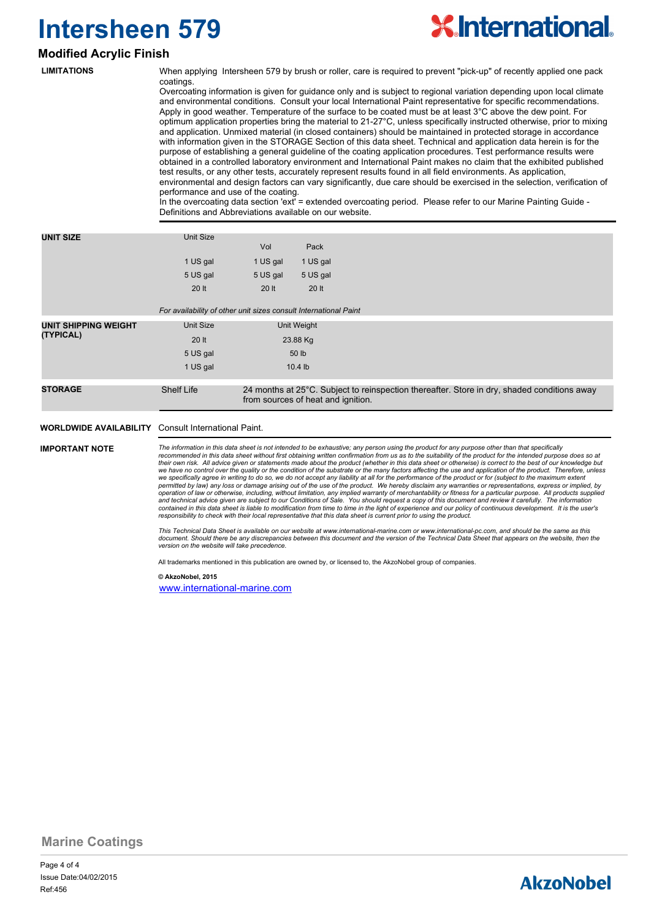# Intersheen 579

## Modified Acrylic Finish

**LIMITATIONS**

When applying Intersheen 579 by brush or roller, care is required to prevent "pick-up" of recently applied one pack coatings.

Overcoating information is given for guidance only and is subject to regional variation depending upon local climate and environmental conditions. Consult your local International Paint representative for specific recommendations. Apply in good weather. Temperature of the surface to be coated must be at least 3°C above the dew point. For optimum application properties bring the material to 21-27°C, unless specifically instructed otherwise, prior to mixing and application. Unmixed material (in closed containers) should be maintained in protected storage in accordance with information given in the STORAGE Section of this data sheet. Technical and application data herein is for the purpose of establishing a general guideline of the coating application procedures. Test performance results were obtained in a controlled laboratory environment and International Paint makes no claim that the exhibited published test results, or any other tests, accurately represent results found in all field environments. As application, environmental and design factors can vary significantly, due care should be exercised in the selection, verification of performance and use of the coating.

In the overcoating data section 'ext' = extended overcoating period. Please refer to our Marine Painting Guide - Definitions and Abbreviations available on our website.

**UNIT SIZE**

| Unit Size | Vol | Pack |
|---|---|---|
| 1 US gal | 1 US gal | 1 US gal |
| 5 US gal | 5 US gal | 5 US gal |
| 20 lt | 20 lt | 20 lt |

*For availability of other unit sizes consult International Paint*

**UNIT SHIPPING WEIGHT (TYPICAL)**

| Unit Size | Unit Weight |
|---|---|
| 20 lt | 23.88 Kg |
| 5 US gal | 50 lb |
| 1 US gal | 10.4 lb |

**STORAGE**

| | |
|---|---|
| Shelf Life | 24 months at 25°C. Subject to reinspection thereafter. Store in dry, shaded conditions away from sources of heat and ignition. |

**WORLDWIDE AVAILABILITY** Consult International Paint.

**IMPORTANT NOTE**

*The information in this data sheet is not intended to be exhaustive; any person using the product for any purpose other than that specifically recommended in this data sheet without first obtaining written confirmation from us as to the suitability of the product for the intended purpose does so at their own risk. All advice given or statements made about the product (whether in this data sheet or otherwise) is correct to the best of our knowledge but we have no control over the quality or the condition of the substrate or the many factors affecting the use and application of the product. Therefore, unless we specifically agree in writing to do so, we do not accept any liability at all for the performance of the product or for (subject to the maximum extent permitted by law) any loss or damage arising out of the use of the product. We hereby disclaim any warranties or representations, express or implied, by operation of law or otherwise, including, without limitation, any implied warranty of merchantability or fitness for a particular purpose. All products supplied and technical advice given are subject to our Conditions of Sale. You should request a copy of this document and review it carefully. The information contained in this data sheet is liable to modification from time to time in the light of experience and our policy of continuous development. It is the user's responsibility to check with their local representative that this data sheet is current prior to using the product.*

*This Technical Data Sheet is available on our website at www.international-marine.com or www.international-pc.com, and should be the same as this document. Should there be any discrepancies between this document and the version of the Technical Data Sheet that appears on the website, then the version on the website will take precedence.*

All trademarks mentioned in this publication are owned by, or licensed to, the AkzoNobel group of companies.

**© AkzoNobel, 2015**

www.international-marine.com

Marine Coatings

Issue Date:04/02/2015

Ref:456